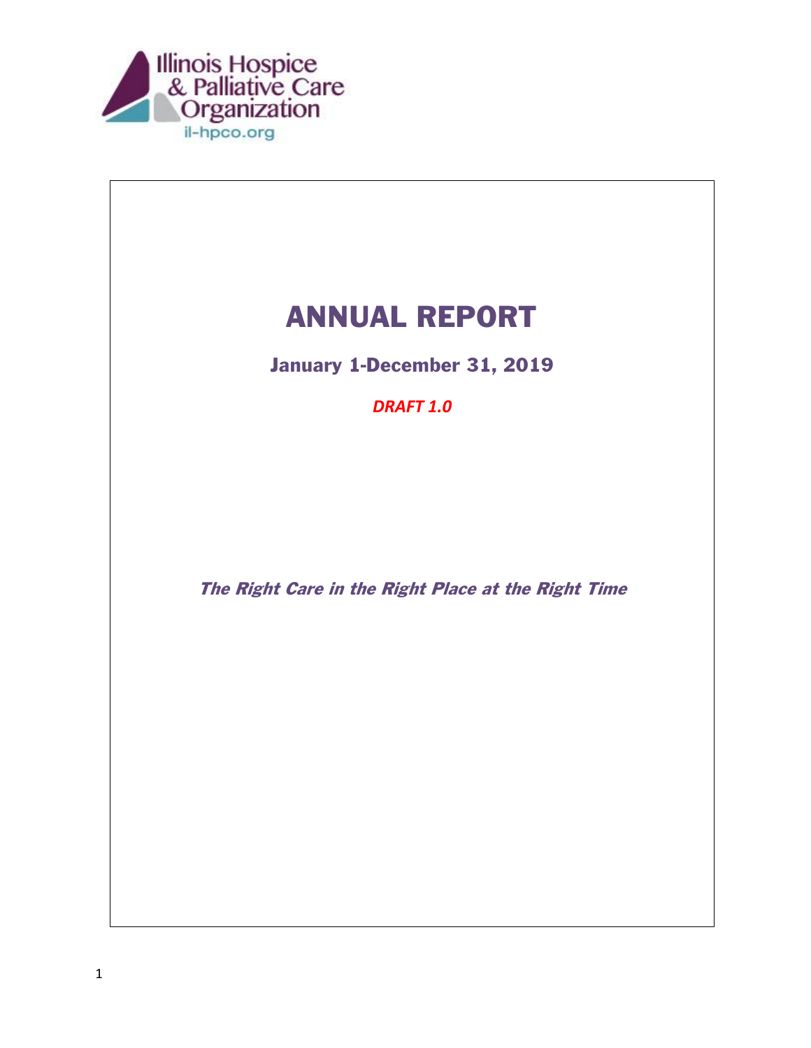Illinois Hospice & Palliative Care Organization

il-hpco.org

# ANNUAL REPORT

## January 1-December 31, 2019

***DRAFT 1.0***

***The Right Care in the Right Place at the Right Time***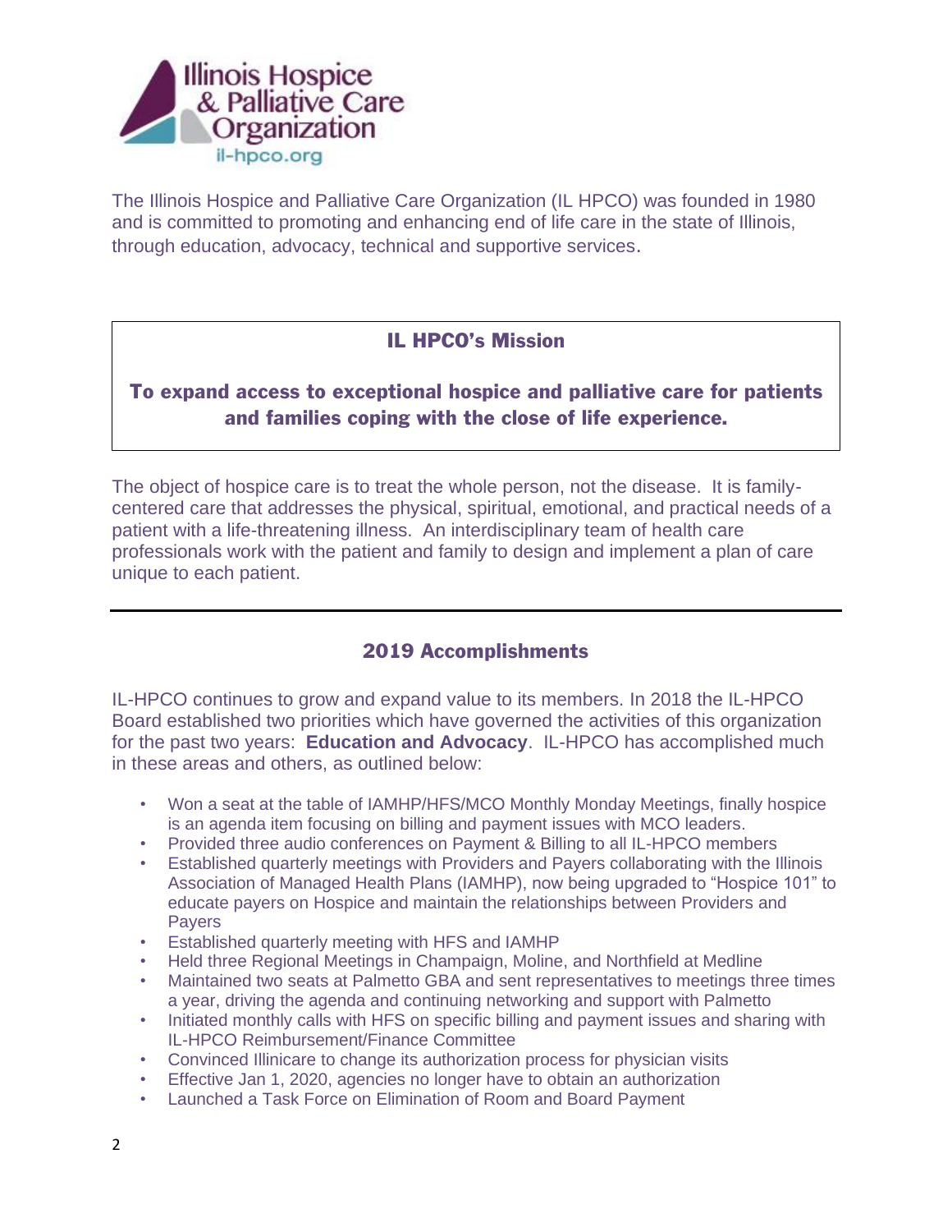The Illinois Hospice and Palliative Care Organization (IL HPCO) was founded in 1980 and is committed to promoting and enhancing end of life care in the state of Illinois, through education, advocacy, technical and supportive services.

## IL HPCO's Mission

**To expand access to exceptional hospice and palliative care for patients and families coping with the close of life experience.**

The object of hospice care is to treat the whole person, not the disease. It is family-centered care that addresses the physical, spiritual, emotional, and practical needs of a patient with a life-threatening illness. An interdisciplinary team of health care professionals work with the patient and family to design and implement a plan of care unique to each patient.

---

## 2019 Accomplishments

IL-HPCO continues to grow and expand value to its members. In 2018 the IL-HPCO Board established two priorities which have governed the activities of this organization for the past two years: **Education and Advocacy**. IL-HPCO has accomplished much in these areas and others, as outlined below:

- Won a seat at the table of IAMHP/HFS/MCO Monthly Monday Meetings, finally hospice is an agenda item focusing on billing and payment issues with MCO leaders.
- Provided three audio conferences on Payment & Billing to all IL-HPCO members
- Established quarterly meetings with Providers and Payers collaborating with the Illinois Association of Managed Health Plans (IAMHP), now being upgraded to "Hospice 101" to educate payers on Hospice and maintain the relationships between Providers and Payers
- Established quarterly meeting with HFS and IAMHP
- Held three Regional Meetings in Champaign, Moline, and Northfield at Medline
- Maintained two seats at Palmetto GBA and sent representatives to meetings three times a year, driving the agenda and continuing networking and support with Palmetto
- Initiated monthly calls with HFS on specific billing and payment issues and sharing with IL-HPCO Reimbursement/Finance Committee
- Convinced Illinicare to change its authorization process for physician visits
- Effective Jan 1, 2020, agencies no longer have to obtain an authorization
- Launched a Task Force on Elimination of Room and Board Payment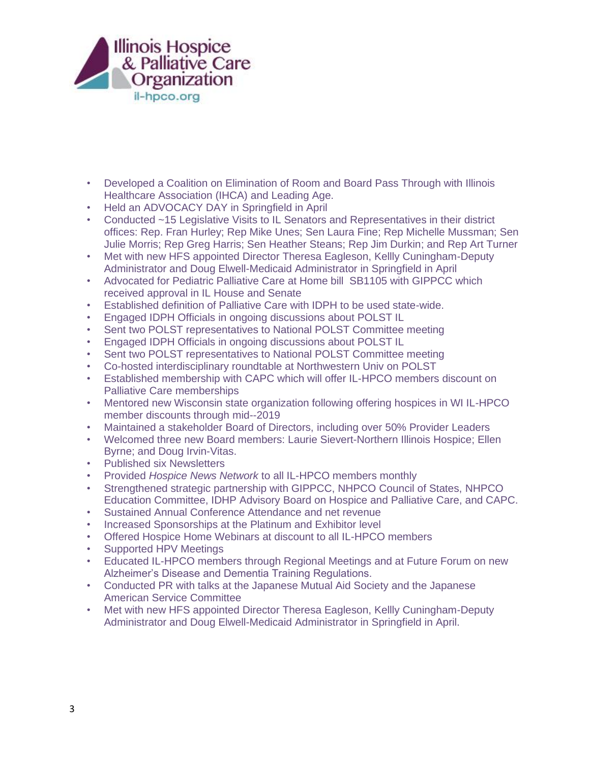- Developed a Coalition on Elimination of Room and Board Pass Through with Illinois Healthcare Association (IHCA) and Leading Age.
- Held an ADVOCACY DAY in Springfield in April
- Conducted ~15 Legislative Visits to IL Senators and Representatives in their district offices: Rep. Fran Hurley; Rep Mike Unes; Sen Laura Fine; Rep Michelle Mussman; Sen Julie Morris; Rep Greg Harris; Sen Heather Steans; Rep Jim Durkin; and Rep Art Turner
- Met with new HFS appointed Director Theresa Eagleson, Kellly Cuningham-Deputy Administrator and Doug Elwell-Medicaid Administrator in Springfield in April
- Advocated for Pediatric Palliative Care at Home bill SB1105 with GIPPCC which received approval in IL House and Senate
- Established definition of Palliative Care with IDPH to be used state-wide.
- Engaged IDPH Officials in ongoing discussions about POLST IL
- Sent two POLST representatives to National POLST Committee meeting
- Engaged IDPH Officials in ongoing discussions about POLST IL
- Sent two POLST representatives to National POLST Committee meeting
- Co-hosted interdisciplinary roundtable at Northwestern Univ on POLST
- Established membership with CAPC which will offer IL-HPCO members discount on Palliative Care memberships
- Mentored new Wisconsin state organization following offering hospices in WI IL-HPCO member discounts through mid--2019
- Maintained a stakeholder Board of Directors, including over 50% Provider Leaders
- Welcomed three new Board members: Laurie Sievert-Northern Illinois Hospice; Ellen Byrne; and Doug Irvin-Vitas.
- Published six Newsletters
- Provided *Hospice News Network* to all IL-HPCO members monthly
- Strengthened strategic partnership with GIPPCC, NHPCO Council of States, NHPCO Education Committee, IDHP Advisory Board on Hospice and Palliative Care, and CAPC.
- Sustained Annual Conference Attendance and net revenue
- Increased Sponsorships at the Platinum and Exhibitor level
- Offered Hospice Home Webinars at discount to all IL-HPCO members
- Supported HPV Meetings
- Educated IL-HPCO members through Regional Meetings and at Future Forum on new Alzheimer's Disease and Dementia Training Regulations.
- Conducted PR with talks at the Japanese Mutual Aid Society and the Japanese American Service Committee
- Met with new HFS appointed Director Theresa Eagleson, Kellly Cuningham-Deputy Administrator and Doug Elwell-Medicaid Administrator in Springfield in April.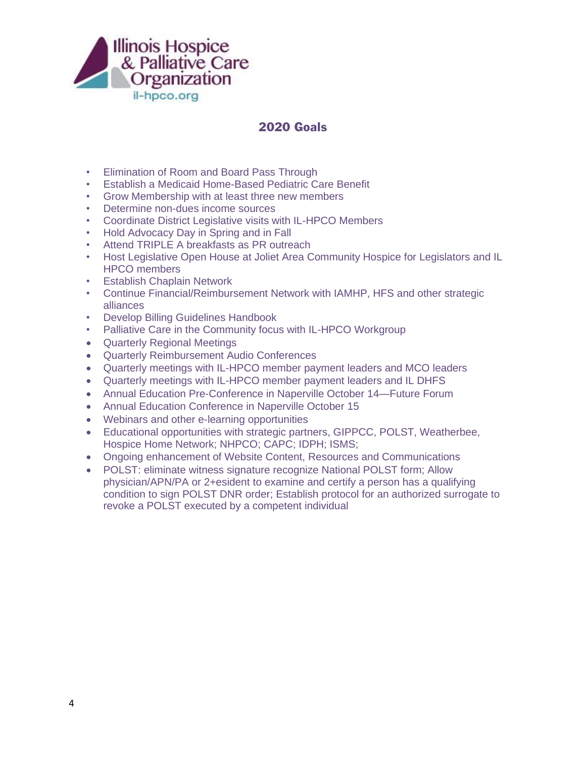Illinois Hospice & Palliative Care Organization
il-hpco.org

## 2020 Goals

- Elimination of Room and Board Pass Through
- Establish a Medicaid Home-Based Pediatric Care Benefit
- Grow Membership with at least three new members
- Determine non-dues income sources
- Coordinate District Legislative visits with IL-HPCO Members
- Hold Advocacy Day in Spring and in Fall
- Attend TRIPLE A breakfasts as PR outreach
- Host Legislative Open House at Joliet Area Community Hospice for Legislators and IL HPCO members
- Establish Chaplain Network
- Continue Financial/Reimbursement Network with IAMHP, HFS and other strategic alliances
- Develop Billing Guidelines Handbook
- Palliative Care in the Community focus with IL-HPCO Workgroup
- Quarterly Regional Meetings
- Quarterly Reimbursement Audio Conferences
- Quarterly meetings with IL-HPCO member payment leaders and MCO leaders
- Quarterly meetings with IL-HPCO member payment leaders and IL DHFS
- Annual Education Pre-Conference in Naperville October 14—Future Forum
- Annual Education Conference in Naperville October 15
- Webinars and other e-learning opportunities
- Educational opportunities with strategic partners, GIPPCC, POLST, Weatherbee, Hospice Home Network; NHPCO; CAPC; IDPH; ISMS;
- Ongoing enhancement of Website Content, Resources and Communications
- POLST: eliminate witness signature recognize National POLST form; Allow physician/APN/PA or 2+esident to examine and certify a person has a qualifying condition to sign POLST DNR order; Establish protocol for an authorized surrogate to revoke a POLST executed by a competent individual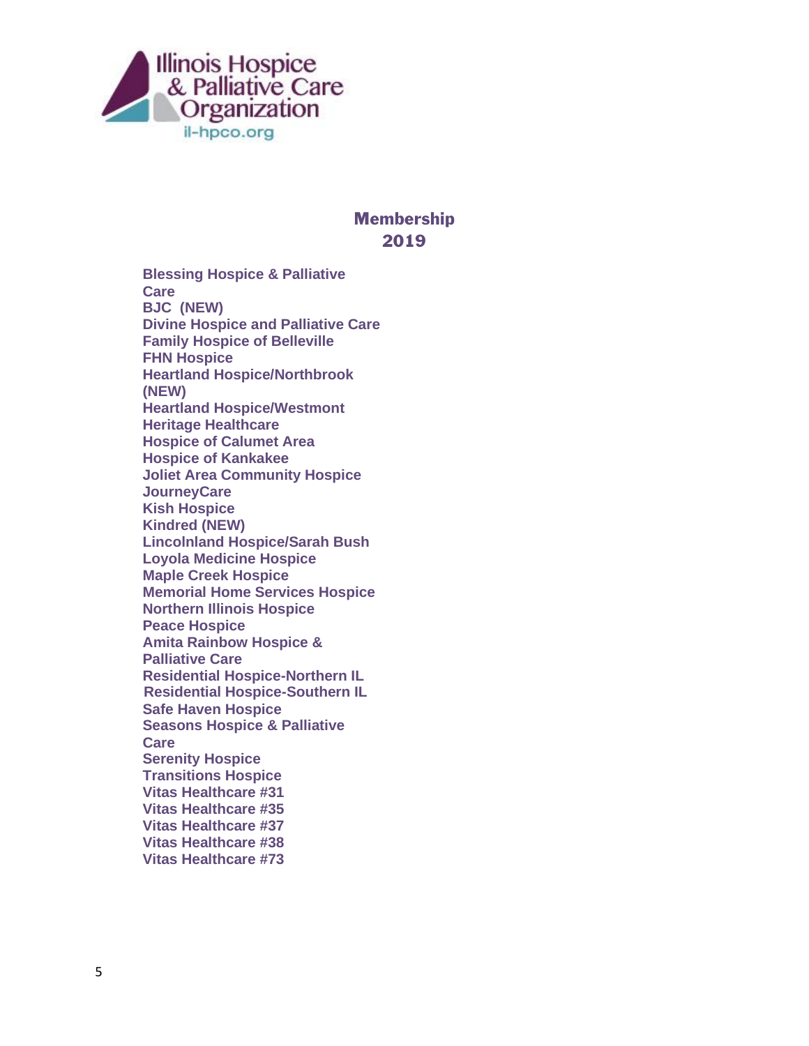Illinois Hospice & Palliative Care Organization

il-hpco.org

## Membership 2019

- Blessing Hospice & Palliative Care
- BJC (NEW)
- Divine Hospice and Palliative Care
- Family Hospice of Belleville
- FHN Hospice
- Heartland Hospice/Northbrook (NEW)
- Heartland Hospice/Westmont
- Heritage Healthcare
- Hospice of Calumet Area
- Hospice of Kankakee
- Joliet Area Community Hospice
- JourneyCare
- Kish Hospice
- Kindred (NEW)
- Lincolnland Hospice/Sarah Bush
- Loyola Medicine Hospice
- Maple Creek Hospice
- Memorial Home Services Hospice
- Northern Illinois Hospice
- Peace Hospice
- Amita Rainbow Hospice & Palliative Care
- Residential Hospice-Northern IL
- Residential Hospice-Southern IL
- Safe Haven Hospice
- Seasons Hospice & Palliative Care
- Serenity Hospice
- Transitions Hospice
- Vitas Healthcare #31
- Vitas Healthcare #35
- Vitas Healthcare #37
- Vitas Healthcare #38
- Vitas Healthcare #73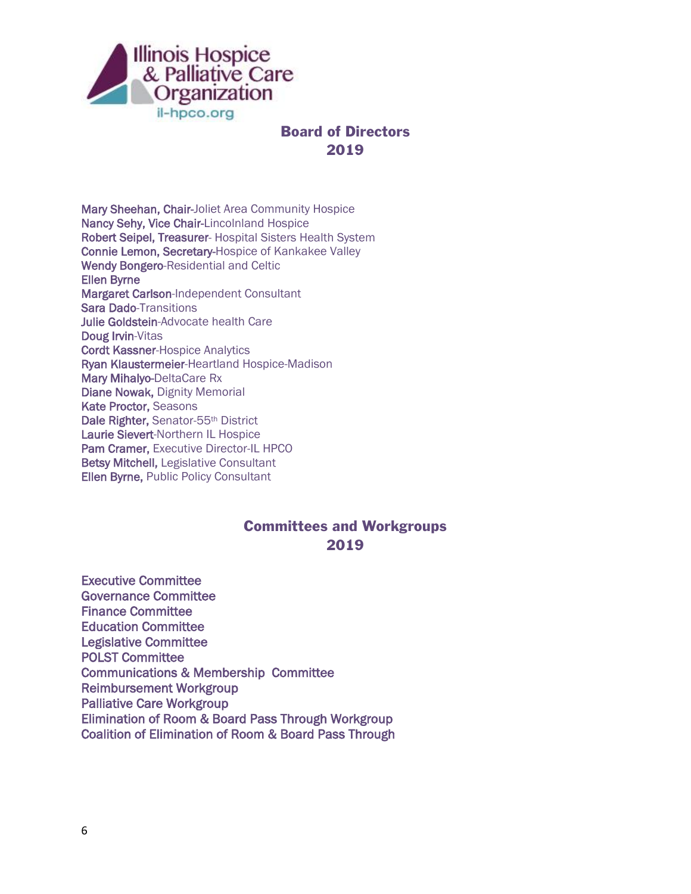Illinois Hospice & Palliative Care Organization

il-hpco.org

## Board of Directors 2019

**Mary Sheehan, Chair**-Joliet Area Community Hospice
**Nancy Sehy, Vice Chair**-Lincolnland Hospice
**Robert Seipel, Treasurer**- Hospital Sisters Health System
**Connie Lemon, Secretary**-Hospice of Kankakee Valley
**Wendy Bongero**-Residential and Celtic
**Ellen Byrne**
**Margaret Carlson**-Independent Consultant
**Sara Dado**-Transitions
**Julie Goldstein**-Advocate health Care
**Doug Irvin**-Vitas
**Cordt Kassner**-Hospice Analytics
**Ryan Klaustermeier**-Heartland Hospice-Madison
**Mary Mihalyo**-DeltaCare Rx
**Diane Nowak,** Dignity Memorial
**Kate Proctor,** Seasons
**Dale Righter,** Senator-55th District
**Laurie Sievert**-Northern IL Hospice
**Pam Cramer,** Executive Director-IL HPCO
**Betsy Mitchell,** Legislative Consultant
**Ellen Byrne,** Public Policy Consultant

## Committees and Workgroups 2019

Executive Committee
Governance Committee
Finance Committee
Education Committee
Legislative Committee
POLST Committee
Communications & Membership Committee
Reimbursement Workgroup
Palliative Care Workgroup
Elimination of Room & Board Pass Through Workgroup
Coalition of Elimination of Room & Board Pass Through